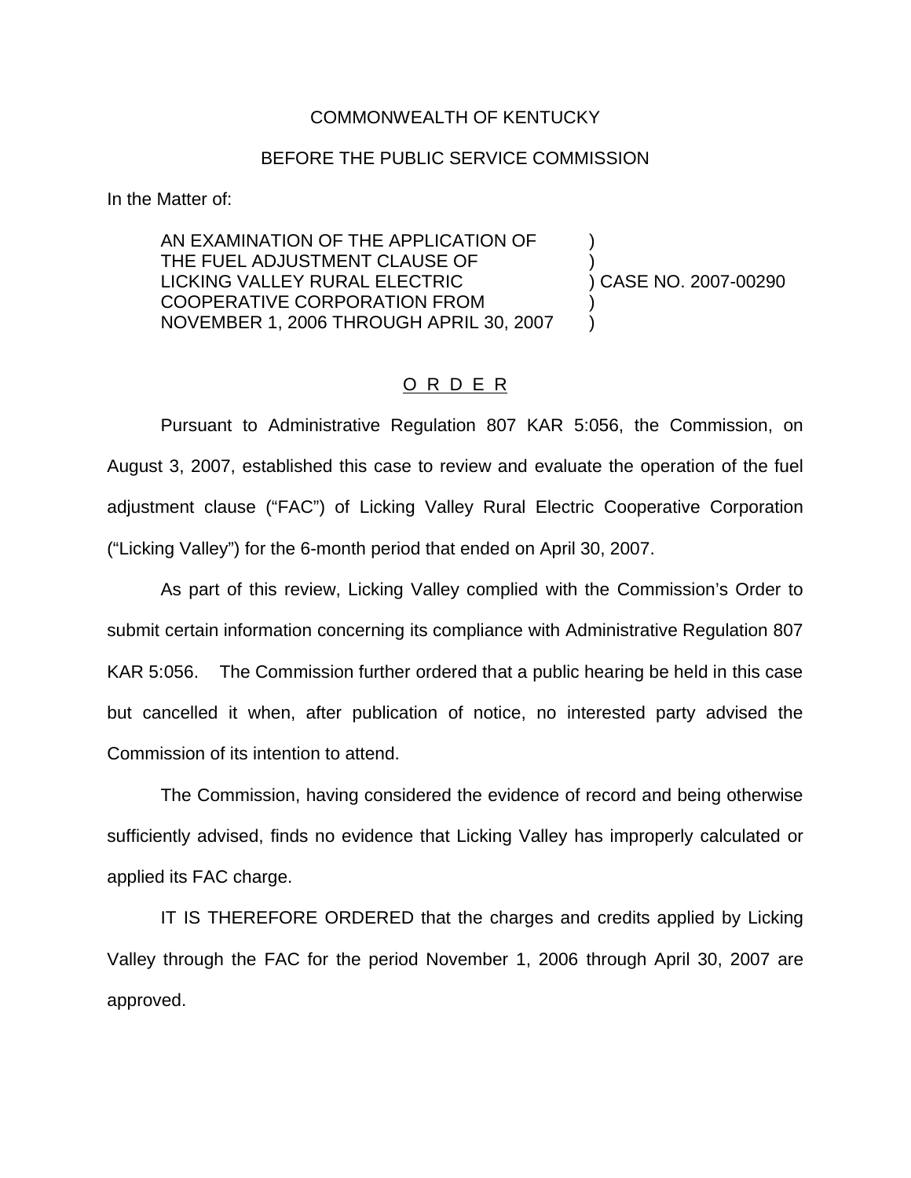COMMONWEALTH OF KENTUCKY

BEFORE THE PUBLIC SERVICE COMMISSION

In the Matter of:

| | | |
|---|---|---|
| AN EXAMINATION OF THE APPLICATION OF THE FUEL ADJUSTMENT CLAUSE OF LICKING VALLEY RURAL ELECTRIC COOPERATIVE CORPORATION FROM NOVEMBER 1, 2006 THROUGH APRIL 30, 2007 | ) | CASE NO. 2007-00290 |

# O R D E R

Pursuant to Administrative Regulation 807 KAR 5:056, the Commission, on August 3, 2007, established this case to review and evaluate the operation of the fuel adjustment clause ("FAC") of Licking Valley Rural Electric Cooperative Corporation ("Licking Valley") for the 6-month period that ended on April 30, 2007.

As part of this review, Licking Valley complied with the Commission's Order to submit certain information concerning its compliance with Administrative Regulation 807 KAR 5:056. The Commission further ordered that a public hearing be held in this case but cancelled it when, after publication of notice, no interested party advised the Commission of its intention to attend.

The Commission, having considered the evidence of record and being otherwise sufficiently advised, finds no evidence that Licking Valley has improperly calculated or applied its FAC charge.

IT IS THEREFORE ORDERED that the charges and credits applied by Licking Valley through the FAC for the period November 1, 2006 through April 30, 2007 are approved.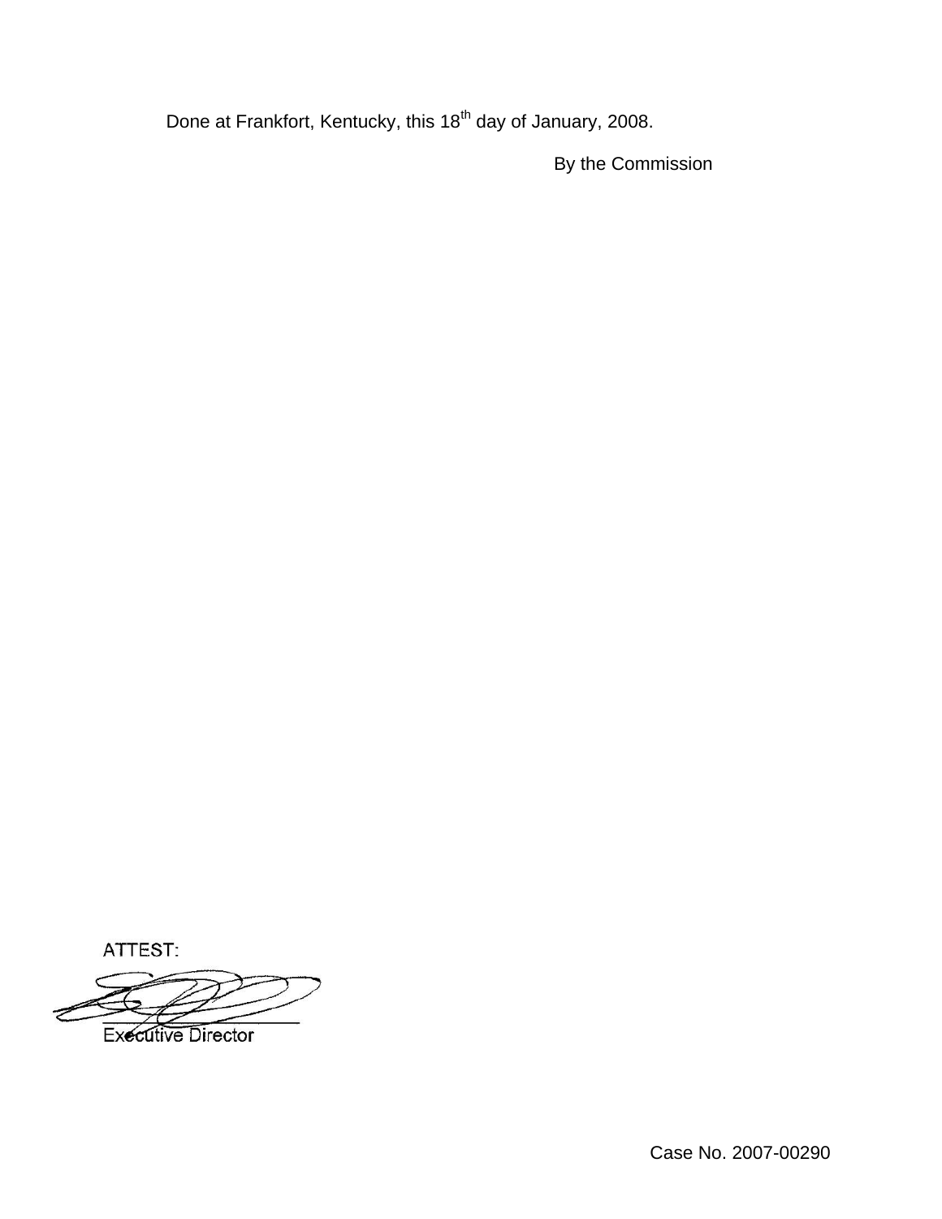Done at Frankfort, Kentucky, this 18th day of January, 2008.

By the Commission

ATTEST:

Executive Director

Case No. 2007-00290